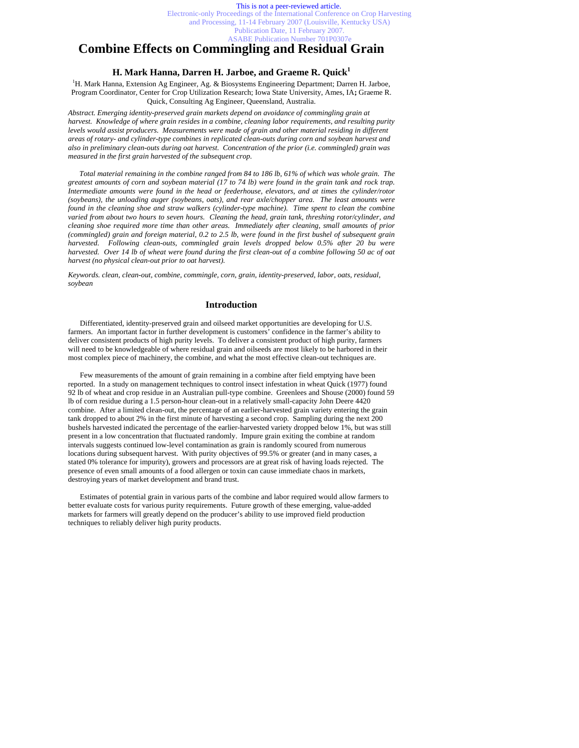This is not a peer-reviewed article.
Electronic-only Proceedings of the International Conference on Crop Harvesting and Processing, 11-14 February 2007 (Louisville, Kentucky USA)
Publication Date, 11 February 2007.
ASABE Publication Number 701P0307e

# Combine Effects on Commingling and Residual Grain

### H. Mark Hanna, Darren H. Jarboe, and Graeme R. Quick[1]

[1]H. Mark Hanna, Extension Ag Engineer, Ag. & Biosystems Engineering Department; Darren H. Jarboe, Program Coordinator, Center for Crop Utilization Research; Iowa State University, Ames, IA**;** Graeme R. Quick, Consulting Ag Engineer, Queensland, Australia.

*Abstract. Emerging identity-preserved grain markets depend on avoidance of commingling grain at harvest. Knowledge of where grain resides in a combine, cleaning labor requirements, and resulting purity levels would assist producers. Measurements were made of grain and other material residing in different areas of rotary- and cylinder-type combines in replicated clean-outs during corn and soybean harvest and also in preliminary clean-outs during oat harvest. Concentration of the prior (i.e. commingled) grain was measured in the first grain harvested of the subsequent crop.*

*Total material remaining in the combine ranged from 84 to 186 lb, 61% of which was whole grain. The greatest amounts of corn and soybean material (17 to 74 lb) were found in the grain tank and rock trap. Intermediate amounts were found in the head or feederhouse, elevators, and at times the cylinder/rotor (soybeans), the unloading auger (soybeans, oats), and rear axle/chopper area. The least amounts were found in the cleaning shoe and straw walkers (cylinder-type machine). Time spent to clean the combine varied from about two hours to seven hours. Cleaning the head, grain tank, threshing rotor/cylinder, and cleaning shoe required more time than other areas. Immediately after cleaning, small amounts of prior (commingled) grain and foreign material, 0.2 to 2.5 lb, were found in the first bushel of subsequent grain harvested. Following clean-outs, commingled grain levels dropped below 0.5% after 20 bu were harvested. Over 14 lb of wheat were found during the first clean-out of a combine following 50 ac of oat harvest (no physical clean-out prior to oat harvest).*

*Keywords. clean, clean-out, combine, commingle, corn, grain, identity-preserved, labor, oats, residual, soybean*

## Introduction

Differentiated, identity-preserved grain and oilseed market opportunities are developing for U.S. farmers. An important factor in further development is customers' confidence in the farmer's ability to deliver consistent products of high purity levels. To deliver a consistent product of high purity, farmers will need to be knowledgeable of where residual grain and oilseeds are most likely to be harbored in their most complex piece of machinery, the combine, and what the most effective clean-out techniques are.

Few measurements of the amount of grain remaining in a combine after field emptying have been reported. In a study on management techniques to control insect infestation in wheat Quick (1977) found 92 lb of wheat and crop residue in an Australian pull-type combine. Greenlees and Shouse (2000) found 59 lb of corn residue during a 1.5 person-hour clean-out in a relatively small-capacity John Deere 4420 combine. After a limited clean-out, the percentage of an earlier-harvested grain variety entering the grain tank dropped to about 2% in the first minute of harvesting a second crop. Sampling during the next 200 bushels harvested indicated the percentage of the earlier-harvested variety dropped below 1%, but was still present in a low concentration that fluctuated randomly. Impure grain exiting the combine at random intervals suggests continued low-level contamination as grain is randomly scoured from numerous locations during subsequent harvest. With purity objectives of 99.5% or greater (and in many cases, a stated 0% tolerance for impurity), growers and processors are at great risk of having loads rejected. The presence of even small amounts of a food allergen or toxin can cause immediate chaos in markets, destroying years of market development and brand trust.

Estimates of potential grain in various parts of the combine and labor required would allow farmers to better evaluate costs for various purity requirements. Future growth of these emerging, value-added markets for farmers will greatly depend on the producer's ability to use improved field production techniques to reliably deliver high purity products.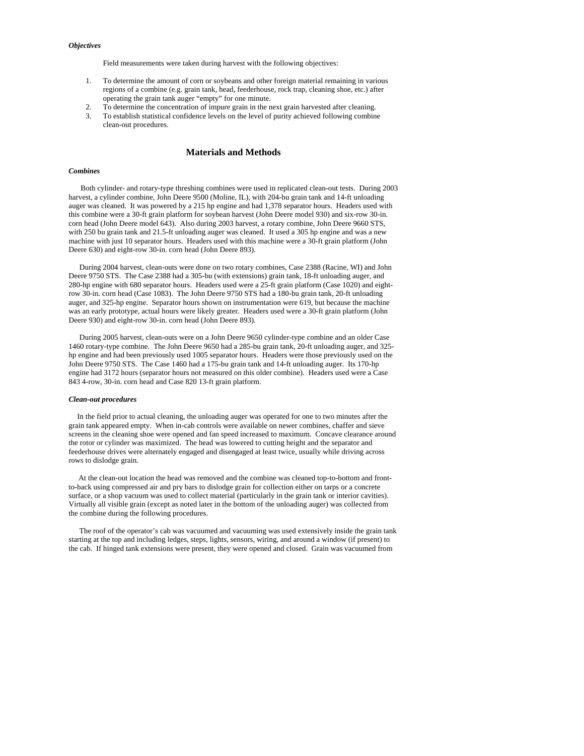### *Objectives*

Field measurements were taken during harvest with the following objectives:

1. To determine the amount of corn or soybeans and other foreign material remaining in various regions of a combine (e.g. grain tank, head, feederhouse, rock trap, cleaning shoe, etc.) after operating the grain tank auger "empty" for one minute.
2. To determine the concentration of impure grain in the next grain harvested after cleaning.
3. To establish statistical confidence levels on the level of purity achieved following combine clean-out procedures.

## Materials and Methods

### *Combines*

Both cylinder- and rotary-type threshing combines were used in replicated clean-out tests. During 2003 harvest, a cylinder combine, John Deere 9500 (Moline, IL), with 204-bu grain tank and 14-ft unloading auger was cleaned. It was powered by a 215 hp engine and had 1,378 separator hours. Headers used with this combine were a 30-ft grain platform for soybean harvest (John Deere model 930) and six-row 30-in. corn head (John Deere model 643). Also during 2003 harvest, a rotary combine, John Deere 9660 STS, with 250 bu grain tank and 21.5-ft unloading auger was cleaned. It used a 305 hp engine and was a new machine with just 10 separator hours. Headers used with this machine were a 30-ft grain platform (John Deere 630) and eight-row 30-in. corn head (John Deere 893).

During 2004 harvest, clean-outs were done on two rotary combines, Case 2388 (Racine, WI) and John Deere 9750 STS. The Case 2388 had a 305-bu (with extensions) grain tank, 18-ft unloading auger, and 280-hp engine with 680 separator hours. Headers used were a 25-ft grain platform (Case 1020) and eight-row 30-in. corn head (Case 1083). The John Deere 9750 STS had a 180-bu grain tank, 20-ft unloading auger, and 325-hp engine. Separator hours shown on instrumentation were 619, but because the machine was an early prototype, actual hours were likely greater. Headers used were a 30-ft grain platform (John Deere 930) and eight-row 30-in. corn head (John Deere 893).

During 2005 harvest, clean-outs were on a John Deere 9650 cylinder-type combine and an older Case 1460 rotary-type combine. The John Deere 9650 had a 285-bu grain tank, 20-ft unloading auger, and 325-hp engine and had been previously used 1005 separator hours. Headers were those previously used on the John Deere 9750 STS. The Case 1460 had a 175-bu grain tank and 14-ft unloading auger. Its 170-hp engine had 3172 hours (separator hours not measured on this older combine). Headers used were a Case 843 4-row, 30-in. corn head and Case 820 13-ft grain platform.

### *Clean-out procedures*

In the field prior to actual cleaning, the unloading auger was operated for one to two minutes after the grain tank appeared empty. When in-cab controls were available on newer combines, chaffer and sieve screens in the cleaning shoe were opened and fan speed increased to maximum. Concave clearance around the rotor or cylinder was maximized. The head was lowered to cutting height and the separator and feederhouse drives were alternately engaged and disengaged at least twice, usually while driving across rows to dislodge grain.

At the clean-out location the head was removed and the combine was cleaned top-to-bottom and front-to-back using compressed air and pry bars to dislodge grain for collection either on tarps or a concrete surface, or a shop vacuum was used to collect material (particularly in the grain tank or interior cavities). Virtually all visible grain (except as noted later in the bottom of the unloading auger) was collected from the combine during the following procedures.

The roof of the operator's cab was vacuumed and vacuuming was used extensively inside the grain tank starting at the top and including ledges, steps, lights, sensors, wiring, and around a window (if present) to the cab. If hinged tank extensions were present, they were opened and closed. Grain was vacuumed from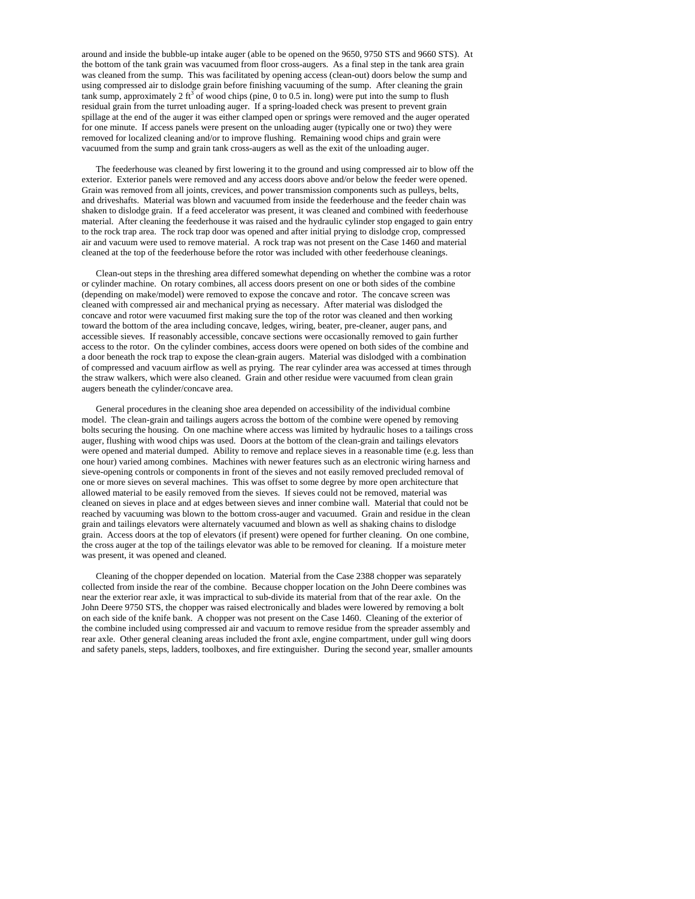around and inside the bubble-up intake auger (able to be opened on the 9650, 9750 STS and 9660 STS). At the bottom of the tank grain was vacuumed from floor cross-augers. As a final step in the tank area grain was cleaned from the sump. This was facilitated by opening access (clean-out) doors below the sump and using compressed air to dislodge grain before finishing vacuuming of the sump. After cleaning the grain tank sump, approximately 2 $ft^3$ of wood chips (pine, 0 to 0.5 in. long) were put into the sump to flush residual grain from the turret unloading auger. If a spring-loaded check was present to prevent grain spillage at the end of the auger it was either clamped open or springs were removed and the auger operated for one minute. If access panels were present on the unloading auger (typically one or two) they were removed for localized cleaning and/or to improve flushing. Remaining wood chips and grain were vacuumed from the sump and grain tank cross-augers as well as the exit of the unloading auger.

The feederhouse was cleaned by first lowering it to the ground and using compressed air to blow off the exterior. Exterior panels were removed and any access doors above and/or below the feeder were opened. Grain was removed from all joints, crevices, and power transmission components such as pulleys, belts, and driveshafts. Material was blown and vacuumed from inside the feederhouse and the feeder chain was shaken to dislodge grain. If a feed accelerator was present, it was cleaned and combined with feederhouse material. After cleaning the feederhouse it was raised and the hydraulic cylinder stop engaged to gain entry to the rock trap area. The rock trap door was opened and after initial prying to dislodge crop, compressed air and vacuum were used to remove material. A rock trap was not present on the Case 1460 and material cleaned at the top of the feederhouse before the rotor was included with other feederhouse cleanings.

Clean-out steps in the threshing area differed somewhat depending on whether the combine was a rotor or cylinder machine. On rotary combines, all access doors present on one or both sides of the combine (depending on make/model) were removed to expose the concave and rotor. The concave screen was cleaned with compressed air and mechanical prying as necessary. After material was dislodged the concave and rotor were vacuumed first making sure the top of the rotor was cleaned and then working toward the bottom of the area including concave, ledges, wiring, beater, pre-cleaner, auger pans, and accessible sieves. If reasonably accessible, concave sections were occasionally removed to gain further access to the rotor. On the cylinder combines, access doors were opened on both sides of the combine and a door beneath the rock trap to expose the clean-grain augers. Material was dislodged with a combination of compressed and vacuum airflow as well as prying. The rear cylinder area was accessed at times through the straw walkers, which were also cleaned. Grain and other residue were vacuumed from clean grain augers beneath the cylinder/concave area.

General procedures in the cleaning shoe area depended on accessibility of the individual combine model. The clean-grain and tailings augers across the bottom of the combine were opened by removing bolts securing the housing. On one machine where access was limited by hydraulic hoses to a tailings cross auger, flushing with wood chips was used. Doors at the bottom of the clean-grain and tailings elevators were opened and material dumped. Ability to remove and replace sieves in a reasonable time (e.g. less than one hour) varied among combines. Machines with newer features such as an electronic wiring harness and sieve-opening controls or components in front of the sieves and not easily removed precluded removal of one or more sieves on several machines. This was offset to some degree by more open architecture that allowed material to be easily removed from the sieves. If sieves could not be removed, material was cleaned on sieves in place and at edges between sieves and inner combine wall. Material that could not be reached by vacuuming was blown to the bottom cross-auger and vacuumed. Grain and residue in the clean grain and tailings elevators were alternately vacuumed and blown as well as shaking chains to dislodge grain. Access doors at the top of elevators (if present) were opened for further cleaning. On one combine, the cross auger at the top of the tailings elevator was able to be removed for cleaning. If a moisture meter was present, it was opened and cleaned.

Cleaning of the chopper depended on location. Material from the Case 2388 chopper was separately collected from inside the rear of the combine. Because chopper location on the John Deere combines was near the exterior rear axle, it was impractical to sub-divide its material from that of the rear axle. On the John Deere 9750 STS, the chopper was raised electronically and blades were lowered by removing a bolt on each side of the knife bank. A chopper was not present on the Case 1460. Cleaning of the exterior of the combine included using compressed air and vacuum to remove residue from the spreader assembly and rear axle. Other general cleaning areas included the front axle, engine compartment, under gull wing doors and safety panels, steps, ladders, toolboxes, and fire extinguisher. During the second year, smaller amounts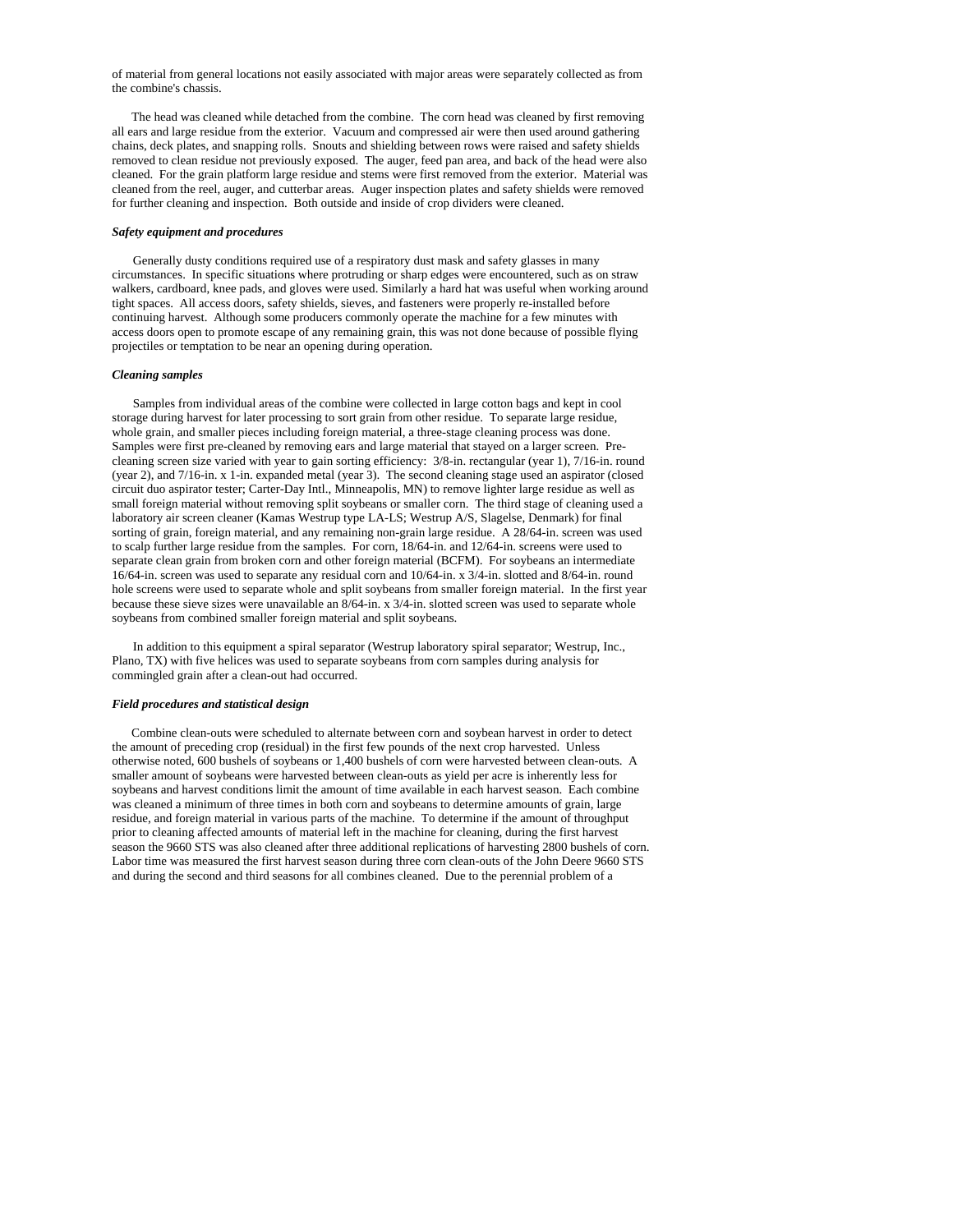of material from general locations not easily associated with major areas were separately collected as from the combine's chassis.

The head was cleaned while detached from the combine. The corn head was cleaned by first removing all ears and large residue from the exterior. Vacuum and compressed air were then used around gathering chains, deck plates, and snapping rolls. Snouts and shielding between rows were raised and safety shields removed to clean residue not previously exposed. The auger, feed pan area, and back of the head were also cleaned. For the grain platform large residue and stems were first removed from the exterior. Material was cleaned from the reel, auger, and cutterbar areas. Auger inspection plates and safety shields were removed for further cleaning and inspection. Both outside and inside of crop dividers were cleaned.

### *Safety equipment and procedures*

Generally dusty conditions required use of a respiratory dust mask and safety glasses in many circumstances. In specific situations where protruding or sharp edges were encountered, such as on straw walkers, cardboard, knee pads, and gloves were used. Similarly a hard hat was useful when working around tight spaces. All access doors, safety shields, sieves, and fasteners were properly re-installed before continuing harvest. Although some producers commonly operate the machine for a few minutes with access doors open to promote escape of any remaining grain, this was not done because of possible flying projectiles or temptation to be near an opening during operation.

### *Cleaning samples*

Samples from individual areas of the combine were collected in large cotton bags and kept in cool storage during harvest for later processing to sort grain from other residue. To separate large residue, whole grain, and smaller pieces including foreign material, a three-stage cleaning process was done. Samples were first pre-cleaned by removing ears and large material that stayed on a larger screen. Pre-cleaning screen size varied with year to gain sorting efficiency: 3/8-in. rectangular (year 1), 7/16-in. round (year 2), and 7/16-in. x 1-in. expanded metal (year 3). The second cleaning stage used an aspirator (closed circuit duo aspirator tester; Carter-Day Intl., Minneapolis, MN) to remove lighter large residue as well as small foreign material without removing split soybeans or smaller corn. The third stage of cleaning used a laboratory air screen cleaner (Kamas Westrup type LA-LS; Westrup A/S, Slagelse, Denmark) for final sorting of grain, foreign material, and any remaining non-grain large residue. A 28/64-in. screen was used to scalp further large residue from the samples. For corn, 18/64-in. and 12/64-in. screens were used to separate clean grain from broken corn and other foreign material (BCFM). For soybeans an intermediate 16/64-in. screen was used to separate any residual corn and 10/64-in. x 3/4-in. slotted and 8/64-in. round hole screens were used to separate whole and split soybeans from smaller foreign material. In the first year because these sieve sizes were unavailable an 8/64-in. x 3/4-in. slotted screen was used to separate whole soybeans from combined smaller foreign material and split soybeans.

In addition to this equipment a spiral separator (Westrup laboratory spiral separator; Westrup, Inc., Plano, TX) with five helices was used to separate soybeans from corn samples during analysis for commingled grain after a clean-out had occurred.

### *Field procedures and statistical design*

Combine clean-outs were scheduled to alternate between corn and soybean harvest in order to detect the amount of preceding crop (residual) in the first few pounds of the next crop harvested. Unless otherwise noted, 600 bushels of soybeans or 1,400 bushels of corn were harvested between clean-outs. A smaller amount of soybeans were harvested between clean-outs as yield per acre is inherently less for soybeans and harvest conditions limit the amount of time available in each harvest season. Each combine was cleaned a minimum of three times in both corn and soybeans to determine amounts of grain, large residue, and foreign material in various parts of the machine. To determine if the amount of throughput prior to cleaning affected amounts of material left in the machine for cleaning, during the first harvest season the 9660 STS was also cleaned after three additional replications of harvesting 2800 bushels of corn. Labor time was measured the first harvest season during three corn clean-outs of the John Deere 9660 STS and during the second and third seasons for all combines cleaned. Due to the perennial problem of a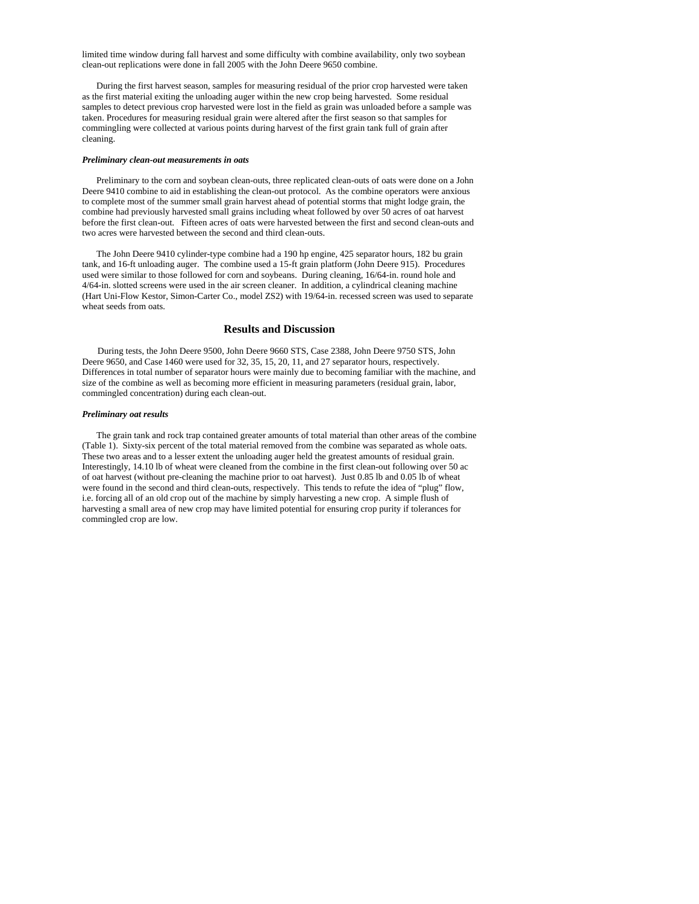limited time window during fall harvest and some difficulty with combine availability, only two soybean clean-out replications were done in fall 2005 with the John Deere 9650 combine.

During the first harvest season, samples for measuring residual of the prior crop harvested were taken as the first material exiting the unloading auger within the new crop being harvested. Some residual samples to detect previous crop harvested were lost in the field as grain was unloaded before a sample was taken. Procedures for measuring residual grain were altered after the first season so that samples for commingling were collected at various points during harvest of the first grain tank full of grain after cleaning.

***Preliminary clean-out measurements in oats***

Preliminary to the corn and soybean clean-outs, three replicated clean-outs of oats were done on a John Deere 9410 combine to aid in establishing the clean-out protocol. As the combine operators were anxious to complete most of the summer small grain harvest ahead of potential storms that might lodge grain, the combine had previously harvested small grains including wheat followed by over 50 acres of oat harvest before the first clean-out. Fifteen acres of oats were harvested between the first and second clean-outs and two acres were harvested between the second and third clean-outs.

The John Deere 9410 cylinder-type combine had a 190 hp engine, 425 separator hours, 182 bu grain tank, and 16-ft unloading auger. The combine used a 15-ft grain platform (John Deere 915). Procedures used were similar to those followed for corn and soybeans. During cleaning, 16/64-in. round hole and 4/64-in. slotted screens were used in the air screen cleaner. In addition, a cylindrical cleaning machine (Hart Uni-Flow Kestor, Simon-Carter Co., model ZS2) with 19/64-in. recessed screen was used to separate wheat seeds from oats.

## Results and Discussion

During tests, the John Deere 9500, John Deere 9660 STS, Case 2388, John Deere 9750 STS, John Deere 9650, and Case 1460 were used for 32, 35, 15, 20, 11, and 27 separator hours, respectively. Differences in total number of separator hours were mainly due to becoming familiar with the machine, and size of the combine as well as becoming more efficient in measuring parameters (residual grain, labor, commingled concentration) during each clean-out.

***Preliminary oat results***

The grain tank and rock trap contained greater amounts of total material than other areas of the combine (Table 1). Sixty-six percent of the total material removed from the combine was separated as whole oats. These two areas and to a lesser extent the unloading auger held the greatest amounts of residual grain. Interestingly, 14.10 lb of wheat were cleaned from the combine in the first clean-out following over 50 ac of oat harvest (without pre-cleaning the machine prior to oat harvest). Just 0.85 lb and 0.05 lb of wheat were found in the second and third clean-outs, respectively. This tends to refute the idea of "plug" flow, i.e. forcing all of an old crop out of the machine by simply harvesting a new crop. A simple flush of harvesting a small area of new crop may have limited potential for ensuring crop purity if tolerances for commingled crop are low.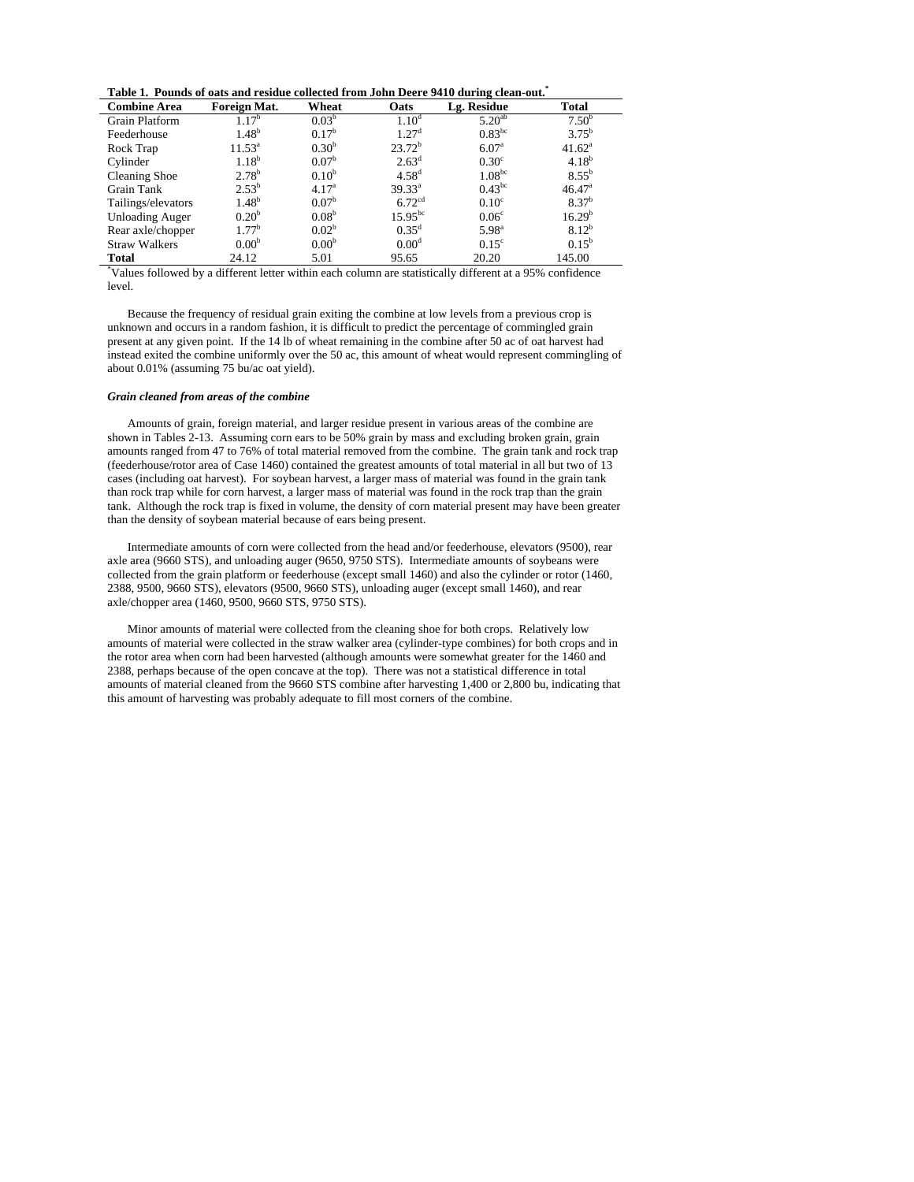**Table 1. Pounds of oats and residue collected from John Deere 9410 during clean-out.***

| Combine Area | Foreign Mat. | Wheat | Oats | Lg. Residue | Total |
|---|---|---|---|---|---|
| Grain Platform | 1.17$^{b}$ | 0.03$^{b}$ | 1.10$^{d}$ | 5.20$^{ab}$ | 7.50$^{b}$ |
| Feederhouse | 1.48$^{b}$ | 0.17$^{b}$ | 1.27$^{d}$ | 0.83$^{bc}$ | 3.75$^{b}$ |
| Rock Trap | 11.53$^{a}$ | 0.30$^{b}$ | 23.72$^{b}$ | 6.07$^{a}$ | 41.62$^{a}$ |
| Cylinder | 1.18$^{b}$ | 0.07$^{b}$ | 2.63$^{d}$ | 0.30$^{c}$ | 4.18$^{b}$ |
| Cleaning Shoe | 2.78$^{b}$ | 0.10$^{b}$ | 4.58$^{d}$ | 1.08$^{bc}$ | 8.55$^{b}$ |
| Grain Tank | 2.53$^{b}$ | 4.17$^{a}$ | 39.33$^{a}$ | 0.43$^{bc}$ | 46.47$^{a}$ |
| Tailings/elevators | 1.48$^{b}$ | 0.07$^{b}$ | 6.72$^{cd}$ | 0.10$^{c}$ | 8.37$^{b}$ |
| Unloading Auger | 0.20$^{b}$ | 0.08$^{b}$ | 15.95$^{bc}$ | 0.06$^{c}$ | 16.29$^{b}$ |
| Rear axle/chopper | 1.77$^{b}$ | 0.02$^{b}$ | 0.35$^{d}$ | 5.98$^{a}$ | 8.12$^{b}$ |
| Straw Walkers | 0.00$^{b}$ | 0.00$^{b}$ | 0.00$^{d}$ | 0.15$^{c}$ | 0.15$^{b}$ |
| **Total** | 24.12 | 5.01 | 95.65 | 20.20 | 145.00 |

*Values followed by a different letter within each column are statistically different at a 95% confidence level.

Because the frequency of residual grain exiting the combine at low levels from a previous crop is unknown and occurs in a random fashion, it is difficult to predict the percentage of commingled grain present at any given point. If the 14 lb of wheat remaining in the combine after 50 ac of oat harvest had instead exited the combine uniformly over the 50 ac, this amount of wheat would represent commingling of about 0.01% (assuming 75 bu/ac oat yield).

***Grain cleaned from areas of the combine***

Amounts of grain, foreign material, and larger residue present in various areas of the combine are shown in Tables 2-13. Assuming corn ears to be 50% grain by mass and excluding broken grain, grain amounts ranged from 47 to 76% of total material removed from the combine. The grain tank and rock trap (feederhouse/rotor area of Case 1460) contained the greatest amounts of total material in all but two of 13 cases (including oat harvest). For soybean harvest, a larger mass of material was found in the grain tank than rock trap while for corn harvest, a larger mass of material was found in the rock trap than the grain tank. Although the rock trap is fixed in volume, the density of corn material present may have been greater than the density of soybean material because of ears being present.

Intermediate amounts of corn were collected from the head and/or feederhouse, elevators (9500), rear axle area (9660 STS), and unloading auger (9650, 9750 STS). Intermediate amounts of soybeans were collected from the grain platform or feederhouse (except small 1460) and also the cylinder or rotor (1460, 2388, 9500, 9660 STS), elevators (9500, 9660 STS), unloading auger (except small 1460), and rear axle/chopper area (1460, 9500, 9660 STS, 9750 STS).

Minor amounts of material were collected from the cleaning shoe for both crops. Relatively low amounts of material were collected in the straw walker area (cylinder-type combines) for both crops and in the rotor area when corn had been harvested (although amounts were somewhat greater for the 1460 and 2388, perhaps because of the open concave at the top). There was not a statistical difference in total amounts of material cleaned from the 9660 STS combine after harvesting 1,400 or 2,800 bu, indicating that this amount of harvesting was probably adequate to fill most corners of the combine.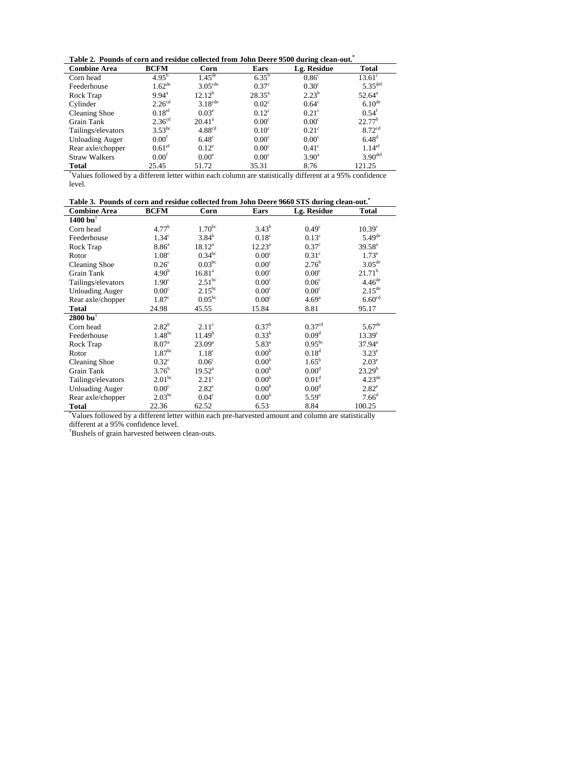**Table 2. Pounds of corn and residue collected from John Deere 9500 during clean-out.***

| Combine Area | BCFM | Corn | Ears | Lg. Residue | Total |
|---|---|---|---|---|---|
| Corn head | $4.95^{b}$ | $1.45^{de}$ | $6.35^{b}$ | $0.86^{c}$ | $13.61^{c}$ |
| Feederhouse | $1.62^{de}$ | $3.05^{cde}$ | $0.37^{c}$ | $0.30^{c}$ | $5.35^{def}$ |
| Rock Trap | $9.94^{a}$ | $12.12^{b}$ | $28.35^{a}$ | $2.23^{b}$ | $52.64^{a}$ |
| Cylinder | $2.26^{cd}$ | $3.18^{cde}$ | $0.02^{c}$ | $0.64^{c}$ | $6.10^{de}$ |
| Cleaning Shoe | $0.18^{ef}$ | $0.03^{e}$ | $0.12^{c}$ | $0.21^{c}$ | $0.54^{f}$ |
| Grain Tank | $2.36^{cd}$ | $20.41^{a}$ | $0.00^{c}$ | $0.00^{c}$ | $22.77^{b}$ |
| Tailings/elevators | $3.53^{bc}$ | $4.88^{cd}$ | $0.10^{c}$ | $0.21^{c}$ | $8.72^{cd}$ |
| Unloading Auger | $0.00^{f}$ | $6.48^{c}$ | $0.00^{c}$ | $0.00^{c}$ | $6.48^{d}$ |
| Rear axle/chopper | $0.61^{ef}$ | $0.12^{e}$ | $0.00^{c}$ | $0.41^{c}$ | $1.14^{ef}$ |
| Straw Walkers | $0.00^{f}$ | $0.00^{e}$ | $0.00^{c}$ | $3.90^{a}$ | $3.90^{def}$ |
| **Total** | 25.45 | 51.72 | 35.31 | 8.76 | 121.25 |

*Values followed by a different letter within each column are statistically different at a 95% confidence level.

**Table 3. Pounds of corn and residue collected from John Deere 9660 STS during clean-out.***

| Combine Area | BCFM | Corn | Ears | Lg. Residue | Total |
|---|---|---|---|---|---|
| **1400 bu**† | | | | | |
| Corn head | $4.77^{b}$ | $1.70^{bc}$ | $3.43^{b}$ | $0.49^{c}$ | $10.39^{c}$ |
| Feederhouse | $1.34^{c}$ | $3.84^{b}$ | $0.18^{c}$ | $0.13^{c}$ | $5.49^{de}$ |
| Rock Trap | $8.86^{a}$ | $18.12^{a}$ | $12.23^{a}$ | $0.37^{c}$ | $39.58^{a}$ |
| Rotor | $1.08^{c}$ | $0.34^{bc}$ | $0.00^{c}$ | $0.31^{c}$ | $1.73^{e}$ |
| Cleaning Shoe | $0.26^{c}$ | $0.03^{bc}$ | $0.00^{c}$ | $2.76^{b}$ | $3.05^{de}$ |
| Grain Tank | $4.90^{b}$ | $16.81^{a}$ | $0.00^{c}$ | $0.00^{c}$ | $21.71^{b}$ |
| Tailings/elevators | $1.90^{c}$ | $2.51^{bc}$ | $0.00^{c}$ | $0.06^{c}$ | $4.46^{de}$ |
| Unloading Auger | $0.00^{c}$ | $2.15^{bc}$ | $0.00^{c}$ | $0.00^{c}$ | $2.15^{de}$ |
| Rear axle/chopper | $1.87^{c}$ | $0.05^{bc}$ | $0.00^{c}$ | $4.69^{a}$ | $6.60^{cd}$ |
| **Total** | 24.98 | 45.55 | 15.84 | 8.81 | 95.17 |
| **2800 bu**† | | | | | |
| Corn head | $2.82^{b}$ | $2.11^{c}$ | $0.37^{b}$ | $0.37^{cd}$ | $5.67^{de}$ |
| Feederhouse | $1.48^{bc}$ | $11.49^{b}$ | $0.33^{b}$ | $0.09^{d}$ | $13.39^{c}$ |
| Rock Trap | $8.07^{a}$ | $23.09^{a}$ | $5.83^{a}$ | $0.95^{bc}$ | $37.94^{a}$ |
| Rotor | $1.87^{bc}$ | $1.18^{c}$ | $0.00^{b}$ | $0.18^{d}$ | $3.23^{e}$ |
| Cleaning Shoe | $0.32^{c}$ | $0.06^{c}$ | $0.00^{b}$ | $1.65^{b}$ | $2.03^{e}$ |
| Grain Tank | $3.76^{b}$ | $19.52^{a}$ | $0.00^{b}$ | $0.00^{d}$ | $23.29^{b}$ |
| Tailings/elevators | $2.01^{bc}$ | $2.21^{c}$ | $0.00^{b}$ | $0.01^{d}$ | $4.23^{de}$ |
| Unloading Auger | $0.00^{c}$ | $2.82^{c}$ | $0.00^{b}$ | $0.00^{d}$ | $2.82^{e}$ |
| Rear axle/chopper | $2.03^{bc}$ | $0.04^{c}$ | $0.00^{b}$ | $5.59^{a}$ | $7.66^{d}$ |
| **Total** | 22.36 | 62.52 | 6.53 | 8.84 | 100.25 |

*Values followed by a different letter within each pre-harvested amount and column are statistically different at a 95% confidence level.
†Bushels of grain harvested between clean-outs.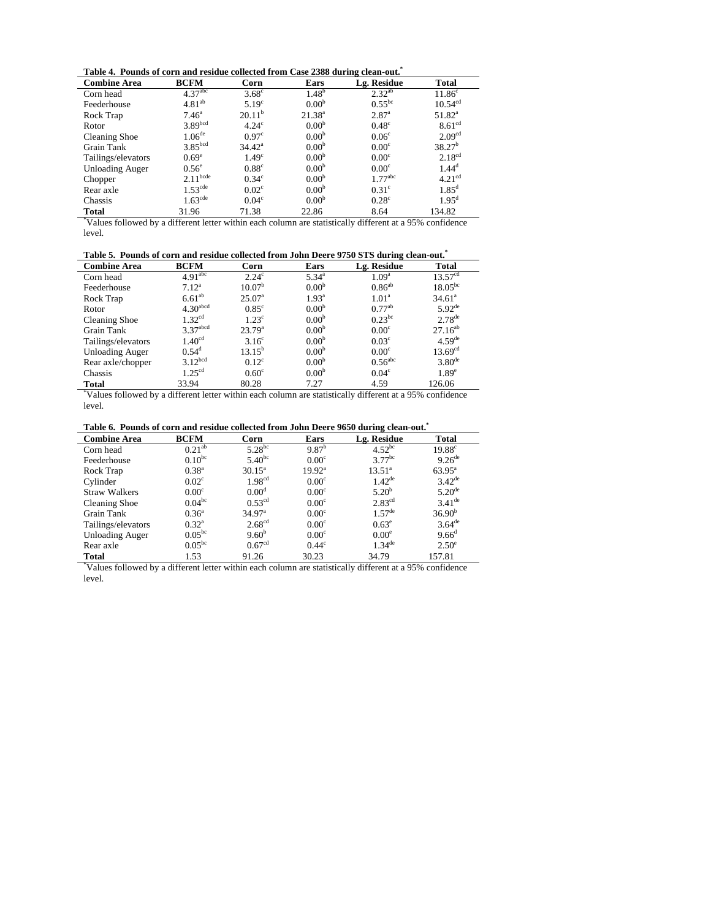**Table 4. Pounds of corn and residue collected from Case 2388 during clean-out.***

| Combine Area | BCFM | Corn | Ears | Lg. Residue | Total |
|---|---|---|---|---|---|
| Corn head | $4.37^{abc}$ | $3.68^{c}$ | $1.48^{b}$ | $2.32^{ab}$ | $11.86^{c}$ |
| Feederhouse | $4.81^{ab}$ | $5.19^{c}$ | $0.00^{b}$ | $0.55^{bc}$ | $10.54^{cd}$ |
| Rock Trap | $7.46^{a}$ | $20.11^{b}$ | $21.38^{a}$ | $2.87^{a}$ | $51.82^{a}$ |
| Rotor | $3.89^{bcd}$ | $4.24^{c}$ | $0.00^{b}$ | $0.48^{c}$ | $8.61^{cd}$ |
| Cleaning Shoe | $1.06^{de}$ | $0.97^{c}$ | $0.00^{b}$ | $0.06^{c}$ | $2.09^{cd}$ |
| Grain Tank | $3.85^{bcd}$ | $34.42^{a}$ | $0.00^{b}$ | $0.00^{c}$ | $38.27^{b}$ |
| Tailings/elevators | $0.69^{e}$ | $1.49^{c}$ | $0.00^{b}$ | $0.00^{c}$ | $2.18^{cd}$ |
| Unloading Auger | $0.56^{e}$ | $0.88^{c}$ | $0.00^{b}$ | $0.00^{c}$ | $1.44^{d}$ |
| Chopper | $2.11^{bcde}$ | $0.34^{c}$ | $0.00^{b}$ | $1.77^{abc}$ | $4.21^{cd}$ |
| Rear axle | $1.53^{cde}$ | $0.02^{c}$ | $0.00^{b}$ | $0.31^{c}$ | $1.85^{d}$ |
| Chassis | $1.63^{cde}$ | $0.04^{c}$ | $0.00^{b}$ | $0.28^{c}$ | $1.95^{d}$ |
| **Total** | 31.96 | 71.38 | 22.86 | 8.64 | 134.82 |

*Values followed by a different letter within each column are statistically different at a 95% confidence level.

**Table 5. Pounds of corn and residue collected from John Deere 9750 STS during clean-out.***

| Combine Area | BCFM | Corn | Ears | Lg. Residue | Total |
|---|---|---|---|---|---|
| Corn head | $4.91^{abc}$ | $2.24^{c}$ | $5.34^{a}$ | $1.09^{a}$ | $13.57^{cd}$ |
| Feederhouse | $7.12^{a}$ | $10.07^{b}$ | $0.00^{b}$ | $0.86^{ab}$ | $18.05^{bc}$ |
| Rock Trap | $6.61^{ab}$ | $25.07^{a}$ | $1.93^{a}$ | $1.01^{a}$ | $34.61^{a}$ |
| Rotor | $4.30^{abcd}$ | $0.85^{c}$ | $0.00^{b}$ | $0.77^{ab}$ | $5.92^{de}$ |
| Cleaning Shoe | $1.32^{cd}$ | $1.23^{c}$ | $0.00^{b}$ | $0.23^{bc}$ | $2.78^{de}$ |
| Grain Tank | $3.37^{abcd}$ | $23.79^{a}$ | $0.00^{b}$ | $0.00^{c}$ | $27.16^{ab}$ |
| Tailings/elevators | $1.40^{cd}$ | $3.16^{c}$ | $0.00^{b}$ | $0.03^{c}$ | $4.59^{de}$ |
| Unloading Auger | $0.54^{d}$ | $13.15^{b}$ | $0.00^{b}$ | $0.00^{c}$ | $13.69^{cd}$ |
| Rear axle/chopper | $3.12^{bcd}$ | $0.12^{c}$ | $0.00^{b}$ | $0.56^{abc}$ | $3.80^{de}$ |
| Chassis | $1.25^{cd}$ | $0.60^{c}$ | $0.00^{b}$ | $0.04^{c}$ | $1.89^{e}$ |
| **Total** | 33.94 | 80.28 | 7.27 | 4.59 | 126.06 |

*Values followed by a different letter within each column are statistically different at a 95% confidence level.

**Table 6. Pounds of corn and residue collected from John Deere 9650 during clean-out.***

| Combine Area | BCFM | Corn | Ears | Lg. Residue | Total |
|---|---|---|---|---|---|
| Corn head | $0.21^{ab}$ | $5.28^{bc}$ | $9.87^{b}$ | $4.52^{bc}$ | $19.88^{c}$ |
| Feederhouse | $0.10^{bc}$ | $5.40^{bc}$ | $0.00^{c}$ | $3.77^{bc}$ | $9.26^{de}$ |
| Rock Trap | $0.38^{a}$ | $30.15^{a}$ | $19.92^{a}$ | $13.51^{a}$ | $63.95^{a}$ |
| Cylinder | $0.02^{c}$ | $1.98^{cd}$ | $0.00^{c}$ | $1.42^{de}$ | $3.42^{de}$ |
| Straw Walkers | $0.00^{c}$ | $0.00^{d}$ | $0.00^{c}$ | $5.20^{b}$ | $5.20^{de}$ |
| Cleaning Shoe | $0.04^{bc}$ | $0.53^{cd}$ | $0.00^{c}$ | $2.83^{cd}$ | $3.41^{de}$ |
| Grain Tank | $0.36^{a}$ | $34.97^{a}$ | $0.00^{c}$ | $1.57^{de}$ | $36.90^{b}$ |
| Tailings/elevators | $0.32^{a}$ | $2.68^{cd}$ | $0.00^{c}$ | $0.63^{e}$ | $3.64^{de}$ |
| Unloading Auger | $0.05^{bc}$ | $9.60^{b}$ | $0.00^{c}$ | $0.00^{e}$ | $9.66^{d}$ |
| Rear axle | $0.05^{bc}$ | $0.67^{cd}$ | $0.44^{c}$ | $1.34^{de}$ | $2.50^{e}$ |
| **Total** | 1.53 | 91.26 | 30.23 | 34.79 | 157.81 |

*Values followed by a different letter within each column are statistically different at a 95% confidence level.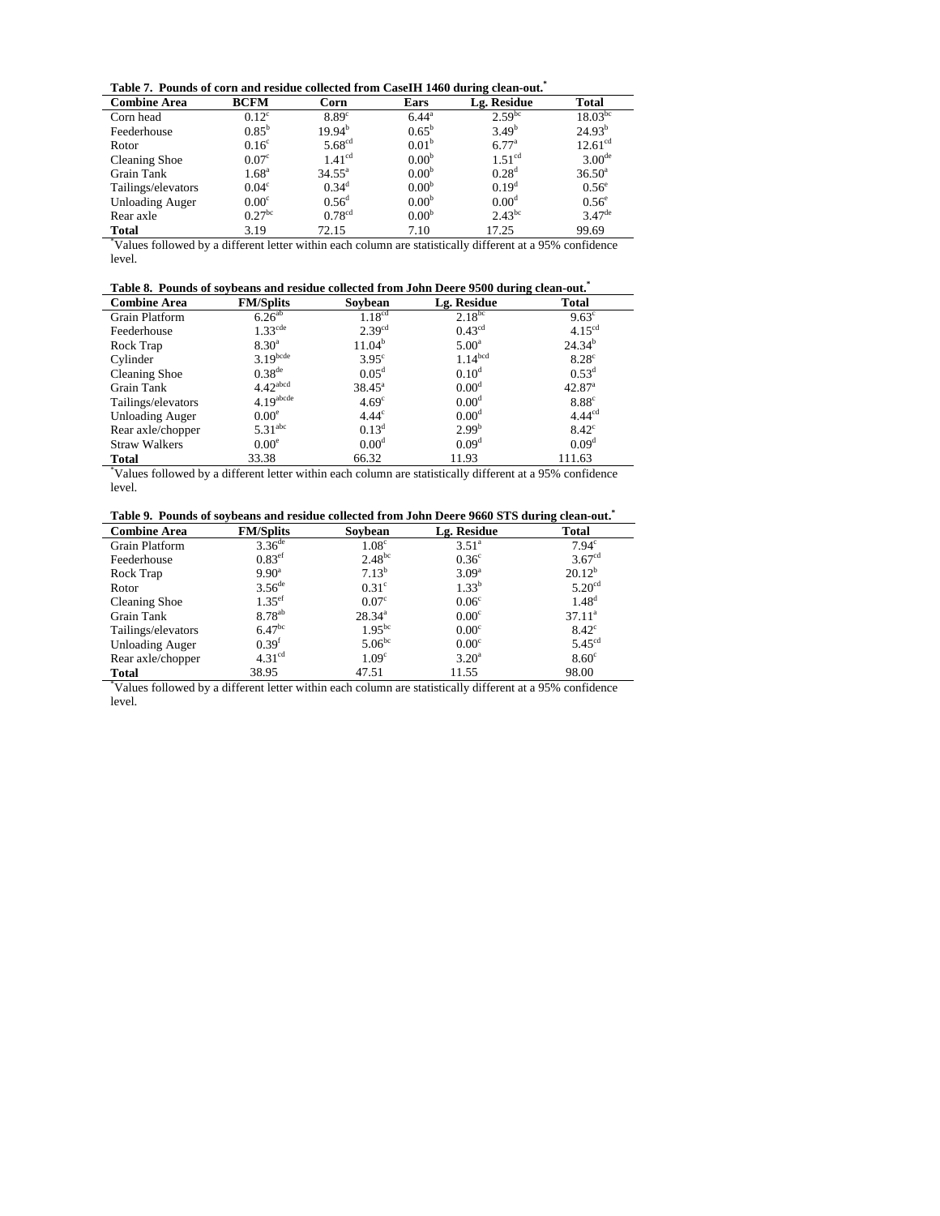**Table 7. Pounds of corn and residue collected from CaseIH 1460 during clean-out.***

| Combine Area | BCFM | Corn | Ears | Lg. Residue | Total |
|---|---|---|---|---|---|
| Corn head | 0.12$^{c}$ | 8.89$^{c}$ | 6.44$^{a}$ | 2.59$^{bc}$ | 18.03$^{bc}$ |
| Feederhouse | 0.85$^{b}$ | 19.94$^{b}$ | 0.65$^{b}$ | 3.49$^{b}$ | 24.93$^{b}$ |
| Rotor | 0.16$^{c}$ | 5.68$^{cd}$ | 0.01$^{b}$ | 6.77$^{a}$ | 12.61$^{cd}$ |
| Cleaning Shoe | 0.07$^{c}$ | 1.41$^{cd}$ | 0.00$^{b}$ | 1.51$^{cd}$ | 3.00$^{de}$ |
| Grain Tank | 1.68$^{a}$ | 34.55$^{a}$ | 0.00$^{b}$ | 0.28$^{d}$ | 36.50$^{a}$ |
| Tailings/elevators | 0.04$^{c}$ | 0.34$^{d}$ | 0.00$^{b}$ | 0.19$^{d}$ | 0.56$^{e}$ |
| Unloading Auger | 0.00$^{c}$ | 0.56$^{d}$ | 0.00$^{b}$ | 0.00$^{d}$ | 0.56$^{e}$ |
| Rear axle | 0.27$^{bc}$ | 0.78$^{cd}$ | 0.00$^{b}$ | 2.43$^{bc}$ | 3.47$^{de}$ |
| **Total** | 3.19 | 72.15 | 7.10 | 17.25 | 99.69 |

*Values followed by a different letter within each column are statistically different at a 95% confidence level.

**Table 8. Pounds of soybeans and residue collected from John Deere 9500 during clean-out.***

| Combine Area | FM/Splits | Soybean | Lg. Residue | Total |
|---|---|---|---|---|
| Grain Platform | 6.26$^{ab}$ | 1.18$^{cd}$ | 2.18$^{bc}$ | 9.63$^{c}$ |
| Feederhouse | 1.33$^{cde}$ | 2.39$^{cd}$ | 0.43$^{cd}$ | 4.15$^{cd}$ |
| Rock Trap | 8.30$^{a}$ | 11.04$^{b}$ | 5.00$^{a}$ | 24.34$^{b}$ |
| Cylinder | 3.19$^{bcde}$ | 3.95$^{c}$ | 1.14$^{bcd}$ | 8.28$^{c}$ |
| Cleaning Shoe | 0.38$^{de}$ | 0.05$^{d}$ | 0.10$^{d}$ | 0.53$^{d}$ |
| Grain Tank | 4.42$^{abcd}$ | 38.45$^{a}$ | 0.00$^{d}$ | 42.87$^{a}$ |
| Tailings/elevators | 4.19$^{abcde}$ | 4.69$^{c}$ | 0.00$^{d}$ | 8.88$^{c}$ |
| Unloading Auger | 0.00$^{e}$ | 4.44$^{c}$ | 0.00$^{d}$ | 4.44$^{cd}$ |
| Rear axle/chopper | 5.31$^{abc}$ | 0.13$^{d}$ | 2.99$^{b}$ | 8.42$^{c}$ |
| Straw Walkers | 0.00$^{e}$ | 0.00$^{d}$ | 0.09$^{d}$ | 0.09$^{d}$ |
| **Total** | 33.38 | 66.32 | 11.93 | 111.63 |

*Values followed by a different letter within each column are statistically different at a 95% confidence level.

**Table 9. Pounds of soybeans and residue collected from John Deere 9660 STS during clean-out.***

| Combine Area | FM/Splits | Soybean | Lg. Residue | Total |
|---|---|---|---|---|
| Grain Platform | 3.36$^{de}$ | 1.08$^{c}$ | 3.51$^{a}$ | 7.94$^{c}$ |
| Feederhouse | 0.83$^{ef}$ | 2.48$^{bc}$ | 0.36$^{c}$ | 3.67$^{cd}$ |
| Rock Trap | 9.90$^{a}$ | 7.13$^{b}$ | 3.09$^{a}$ | 20.12$^{b}$ |
| Rotor | 3.56$^{de}$ | 0.31$^{c}$ | 1.33$^{b}$ | 5.20$^{cd}$ |
| Cleaning Shoe | 1.35$^{ef}$ | 0.07$^{c}$ | 0.06$^{c}$ | 1.48$^{d}$ |
| Grain Tank | 8.78$^{ab}$ | 28.34$^{a}$ | 0.00$^{c}$ | 37.11$^{a}$ |
| Tailings/elevators | 6.47$^{bc}$ | 1.95$^{bc}$ | 0.00$^{c}$ | 8.42$^{c}$ |
| Unloading Auger | 0.39$^{f}$ | 5.06$^{bc}$ | 0.00$^{c}$ | 5.45$^{cd}$ |
| Rear axle/chopper | 4.31$^{cd}$ | 1.09$^{c}$ | 3.20$^{a}$ | 8.60$^{c}$ |
| **Total** | 38.95 | 47.51 | 11.55 | 98.00 |

*Values followed by a different letter within each column are statistically different at a 95% confidence level.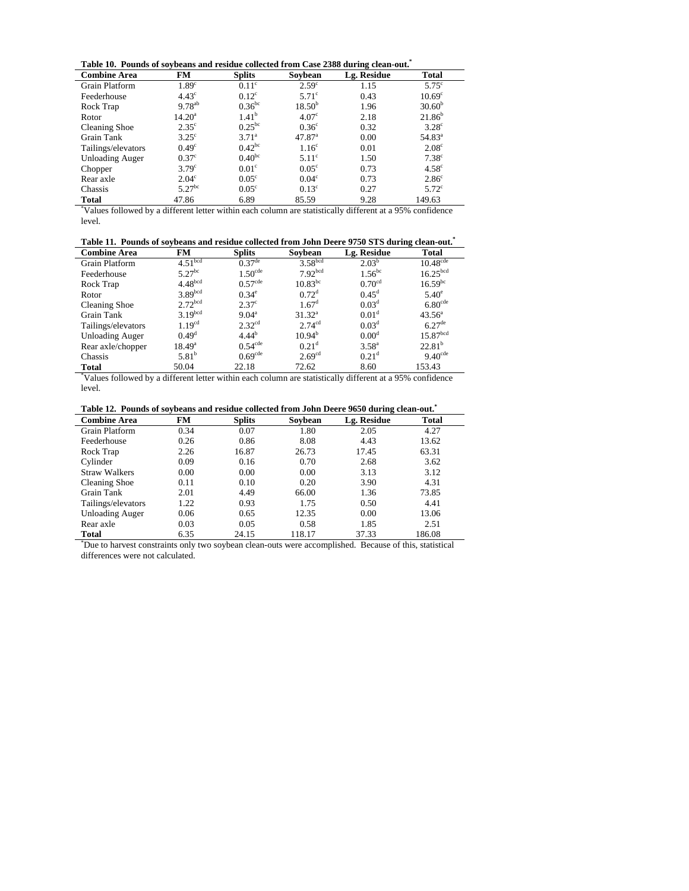**Table 10. Pounds of soybeans and residue collected from Case 2388 during clean-out.***

| Combine Area | FM | Splits | Soybean | Lg. Residue | Total |
|---|---|---|---|---|---|
| Grain Platform | $1.89^{c}$ | $0.11^{c}$ | $2.59^{c}$ | 1.15 | $5.75^{c}$ |
| Feederhouse | $4.43^{c}$ | $0.12^{c}$ | $5.71^{c}$ | 0.43 | $10.69^{c}$ |
| Rock Trap | $9.78^{ab}$ | $0.36^{bc}$ | $18.50^{b}$ | 1.96 | $30.60^{b}$ |
| Rotor | $14.20^{a}$ | $1.41^{b}$ | $4.07^{c}$ | 2.18 | $21.86^{b}$ |
| Cleaning Shoe | $2.35^{c}$ | $0.25^{bc}$ | $0.36^{c}$ | 0.32 | $3.28^{c}$ |
| Grain Tank | $3.25^{c}$ | $3.71^{a}$ | $47.87^{a}$ | 0.00 | $54.83^{a}$ |
| Tailings/elevators | $0.49^{c}$ | $0.42^{bc}$ | $1.16^{c}$ | 0.01 | $2.08^{c}$ |
| Unloading Auger | $0.37^{c}$ | $0.40^{bc}$ | $5.11^{c}$ | 1.50 | $7.38^{c}$ |
| Chopper | $3.79^{c}$ | $0.01^{c}$ | $0.05^{c}$ | 0.73 | $4.58^{c}$ |
| Rear axle | $2.04^{c}$ | $0.05^{c}$ | $0.04^{c}$ | 0.73 | $2.86^{c}$ |
| Chassis | $5.27^{bc}$ | $0.05^{c}$ | $0.13^{c}$ | 0.27 | $5.72^{c}$ |
| **Total** | 47.86 | 6.89 | 85.59 | 9.28 | 149.63 |

*Values followed by a different letter within each column are statistically different at a 95% confidence level.

**Table 11. Pounds of soybeans and residue collected from John Deere 9750 STS during clean-out.***

| Combine Area | FM | Splits | Soybean | Lg. Residue | Total |
|---|---|---|---|---|---|
| Grain Platform | $4.51^{bcd}$ | $0.37^{de}$ | $3.58^{bcd}$ | $2.03^{b}$ | $10.48^{cde}$ |
| Feederhouse | $5.27^{bc}$ | $1.50^{cde}$ | $7.92^{bcd}$ | $1.56^{bc}$ | $16.25^{bcd}$ |
| Rock Trap | $4.48^{bcd}$ | $0.57^{cde}$ | $10.83^{bc}$ | $0.70^{cd}$ | $16.59^{bc}$ |
| Rotor | $3.89^{bcd}$ | $0.34^{e}$ | $0.72^{d}$ | $0.45^{d}$ | $5.40^{e}$ |
| Cleaning Shoe | $2.72^{bcd}$ | $2.37^{c}$ | $1.67^{d}$ | $0.03^{d}$ | $6.80^{cde}$ |
| Grain Tank | $3.19^{bcd}$ | $9.04^{a}$ | $31.32^{a}$ | $0.01^{d}$ | $43.56^{a}$ |
| Tailings/elevators | $1.19^{cd}$ | $2.32^{cd}$ | $2.74^{cd}$ | $0.03^{d}$ | $6.27^{de}$ |
| Unloading Auger | $0.49^{d}$ | $4.44^{b}$ | $10.94^{b}$ | $0.00^{d}$ | $15.87^{bcd}$ |
| Rear axle/chopper | $18.49^{a}$ | $0.54^{cde}$ | $0.21^{d}$ | $3.58^{a}$ | $22.81^{b}$ |
| Chassis | $5.81^{b}$ | $0.69^{cde}$ | $2.69^{cd}$ | $0.21^{d}$ | $9.40^{cde}$ |
| **Total** | 50.04 | 22.18 | 72.62 | 8.60 | 153.43 |

*Values followed by a different letter within each column are statistically different at a 95% confidence level.

**Table 12. Pounds of soybeans and residue collected from John Deere 9650 during clean-out.***

| Combine Area | FM | Splits | Soybean | Lg. Residue | Total |
|---|---|---|---|---|---|
| Grain Platform | 0.34 | 0.07 | 1.80 | 2.05 | 4.27 |
| Feederhouse | 0.26 | 0.86 | 8.08 | 4.43 | 13.62 |
| Rock Trap | 2.26 | 16.87 | 26.73 | 17.45 | 63.31 |
| Cylinder | 0.09 | 0.16 | 0.70 | 2.68 | 3.62 |
| Straw Walkers | 0.00 | 0.00 | 0.00 | 3.13 | 3.12 |
| Cleaning Shoe | 0.11 | 0.10 | 0.20 | 3.90 | 4.31 |
| Grain Tank | 2.01 | 4.49 | 66.00 | 1.36 | 73.85 |
| Tailings/elevators | 1.22 | 0.93 | 1.75 | 0.50 | 4.41 |
| Unloading Auger | 0.06 | 0.65 | 12.35 | 0.00 | 13.06 |
| Rear axle | 0.03 | 0.05 | 0.58 | 1.85 | 2.51 |
| **Total** | 6.35 | 24.15 | 118.17 | 37.33 | 186.08 |

*Due to harvest constraints only two soybean clean-outs were accomplished. Because of this, statistical differences were not calculated.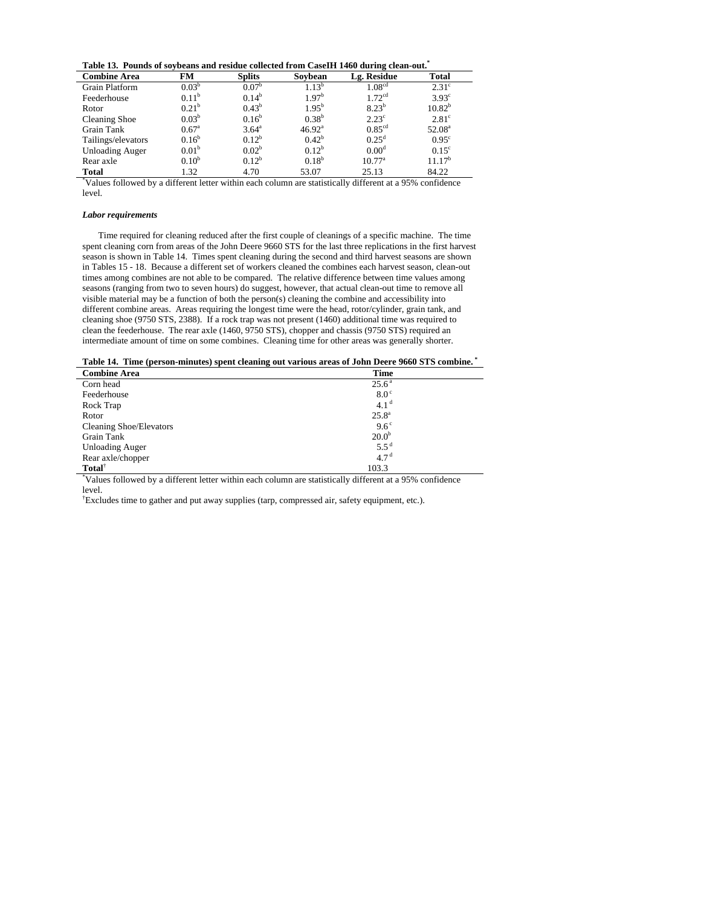**Table 13. Pounds of soybeans and residue collected from CaseIH 1460 during clean-out.***

| Combine Area | FM | Splits | Soybean | Lg. Residue | Total |
|---|---|---|---|---|---|
| Grain Platform | $0.03^{b}$ | $0.07^{b}$ | $1.13^{b}$ | $1.08^{cd}$ | $2.31^{c}$ |
| Feederhouse | $0.11^{b}$ | $0.14^{b}$ | $1.97^{b}$ | $1.72^{cd}$ | $3.93^{c}$ |
| Rotor | $0.21^{b}$ | $0.43^{b}$ | $1.95^{b}$ | $8.23^{b}$ | $10.82^{b}$ |
| Cleaning Shoe | $0.03^{b}$ | $0.16^{b}$ | $0.38^{b}$ | $2.23^{c}$ | $2.81^{c}$ |
| Grain Tank | $0.67^{a}$ | $3.64^{a}$ | $46.92^{a}$ | $0.85^{cd}$ | $52.08^{a}$ |
| Tailings/elevators | $0.16^{b}$ | $0.12^{b}$ | $0.42^{b}$ | $0.25^{d}$ | $0.95^{c}$ |
| Unloading Auger | $0.01^{b}$ | $0.02^{b}$ | $0.12^{b}$ | $0.00^{d}$ | $0.15^{c}$ |
| Rear axle | $0.10^{b}$ | $0.12^{b}$ | $0.18^{b}$ | $10.77^{a}$ | $11.17^{b}$ |
| **Total** | 1.32 | 4.70 | 53.07 | 25.13 | 84.22 |

*Values followed by a different letter within each column are statistically different at a 95% confidence level.

***Labor requirements***

Time required for cleaning reduced after the first couple of cleanings of a specific machine. The time spent cleaning corn from areas of the John Deere 9660 STS for the last three replications in the first harvest season is shown in Table 14. Times spent cleaning during the second and third harvest seasons are shown in Tables 15 - 18. Because a different set of workers cleaned the combines each harvest season, clean-out times among combines are not able to be compared. The relative difference between time values among seasons (ranging from two to seven hours) do suggest, however, that actual clean-out time to remove all visible material may be a function of both the person(s) cleaning the combine and accessibility into different combine areas. Areas requiring the longest time were the head, rotor/cylinder, grain tank, and cleaning shoe (9750 STS, 2388). If a rock trap was not present (1460) additional time was required to clean the feederhouse. The rear axle (1460, 9750 STS), chopper and chassis (9750 STS) required an intermediate amount of time on some combines. Cleaning time for other areas was generally shorter.

**Table 14. Time (person-minutes) spent cleaning out various areas of John Deere 9660 STS combine.***

| Combine Area | Time |
|---|---|
| Corn head | $25.6^{a}$ |
| Feederhouse | $8.0^{c}$ |
| Rock Trap | $4.1^{d}$ |
| Rotor | $25.8^{a}$ |
| Cleaning Shoe/Elevators | $9.6^{c}$ |
| Grain Tank | $20.0^{b}$ |
| Unloading Auger | $5.5^{d}$ |
| Rear axle/chopper | $4.7^{d}$ |
| **Total**† | 103.3 |

*Values followed by a different letter within each column are statistically different at a 95% confidence level.

†Excludes time to gather and put away supplies (tarp, compressed air, safety equipment, etc.).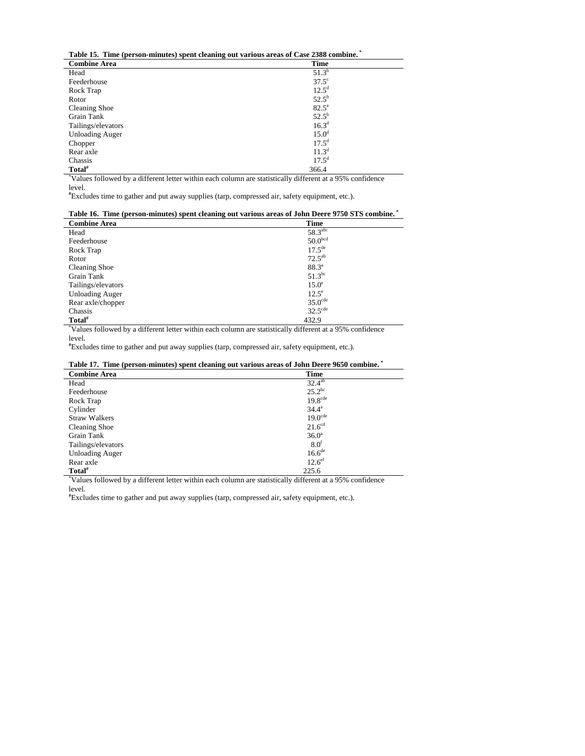**Table 15. Time (person-minutes) spent cleaning out various areas of Case 2388 combine.** [*]

| Combine Area | Time |
|---|---|
| Head | 51.3[b] |
| Feederhouse | 37.5[c] |
| Rock Trap | 12.5[d] |
| Rotor | 52.5[b] |
| Cleaning Shoe | 82.5[a] |
| Grain Tank | 52.5[b] |
| Tailings/elevators | 16.3[d] |
| Unloading Auger | 15.0[d] |
| Chopper | 17.5[d] |
| Rear axle | 11.3[d] |
| Chassis | 17.5[d] |
| **Total**[#] | 366.4 |

[*]Values followed by a different letter within each column are statistically different at a 95% confidence level.

[#]Excludes time to gather and put away supplies (tarp, compressed air, safety equipment, etc.).

**Table 16. Time (person-minutes) spent cleaning out various areas of John Deere 9750 STS combine.** [*]

| Combine Area | Time |
|---|---|
| Head | 58.3[abc] |
| Feederhouse | 50.0[bcd] |
| Rock Trap | 17.5[de] |
| Rotor | 72.5[ab] |
| Cleaning Shoe | 88.3[a] |
| Grain Tank | 51.3[bc] |
| Tailings/elevators | 15.0[e] |
| Unloading Auger | 12.5[e] |
| Rear axle/chopper | 35.0[cde] |
| Chassis | 32.5[cde] |
| **Total**[#] | 432.9 |

[*]Values followed by a different letter within each column are statistically different at a 95% confidence level.

[#]Excludes time to gather and put away supplies (tarp, compressed air, safety equipment, etc.).

**Table 17. Time (person-minutes) spent cleaning out various areas of John Deere 9650 combine.** [*]

| Combine Area | Time |
|---|---|
| Head | 32.4[ab] |
| Feederhouse | 25.2[bc] |
| Rock Trap | 19.8[cde] |
| Cylinder | 34.4[a] |
| Straw Walkers | 19.0[cde] |
| Cleaning Shoe | 21.6[cd] |
| Grain Tank | 36.0[a] |
| Tailings/elevators | 8.0[f] |
| Unloading Auger | 16.6[de] |
| Rear axle | 12.6[ef] |
| **Total**[#] | 225.6 |

[*]Values followed by a different letter within each column are statistically different at a 95% confidence level.

[#]Excludes time to gather and put away supplies (tarp, compressed air, safety equipment, etc.).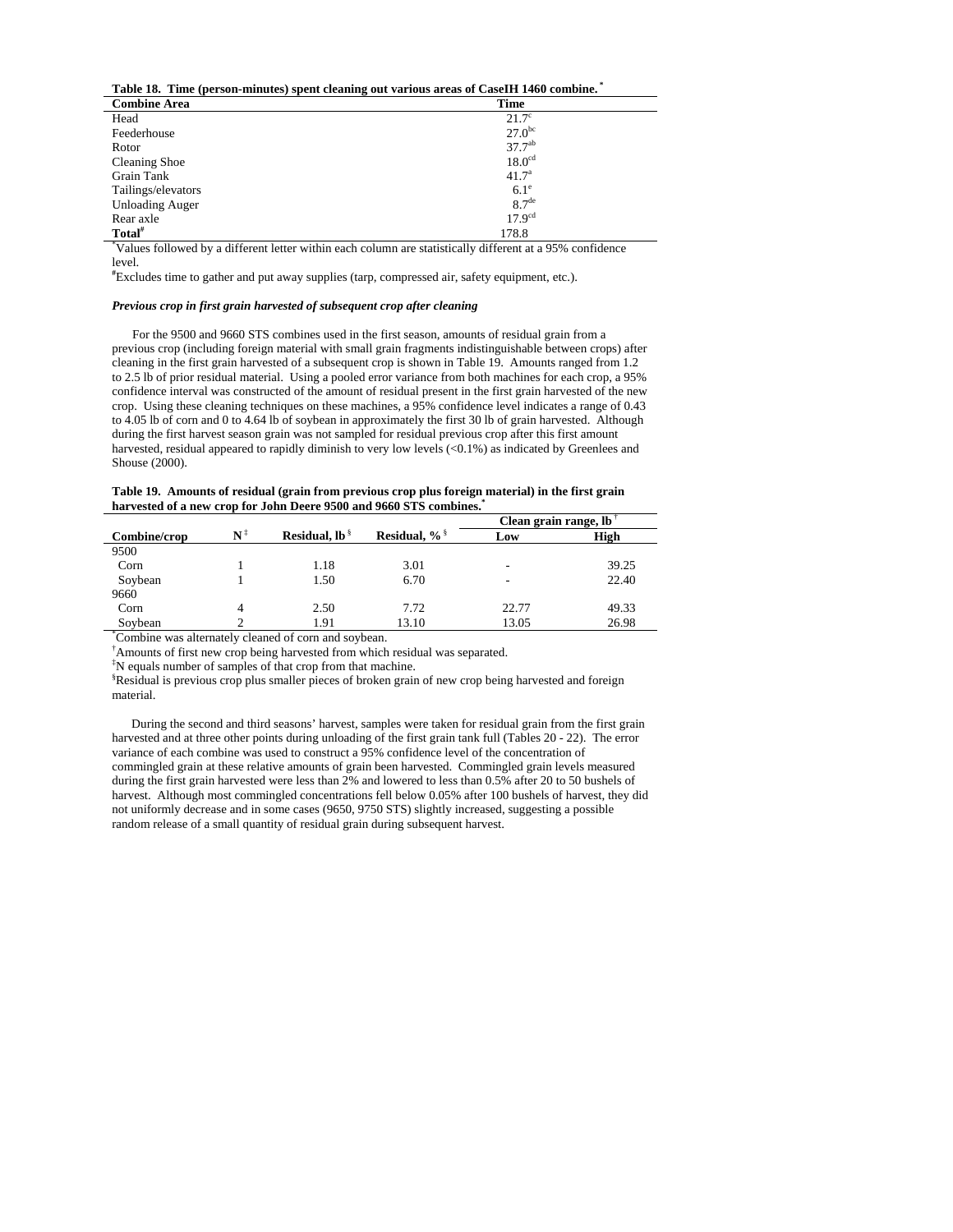**Table 18. Time (person-minutes) spent cleaning out various areas of CaseIH 1460 combine.** [*]

| Combine Area | Time |
|---|---|
| Head | 21.7[c] |
| Feederhouse | 27.0[bc] |
| Rotor | 37.7[ab] |
| Cleaning Shoe | 18.0[cd] |
| Grain Tank | 41.7[a] |
| Tailings/elevators | 6.1[e] |
| Unloading Auger | 8.7[de] |
| Rear axle | 17.9[cd] |
| **Total**[#] | 178.8 |

[*]Values followed by a different letter within each column are statistically different at a 95% confidence level.

[#]Excludes time to gather and put away supplies (tarp, compressed air, safety equipment, etc.).

***Previous crop in first grain harvested of subsequent crop after cleaning***

For the 9500 and 9660 STS combines used in the first season, amounts of residual grain from a previous crop (including foreign material with small grain fragments indistinguishable between crops) after cleaning in the first grain harvested of a subsequent crop is shown in Table 19. Amounts ranged from 1.2 to 2.5 lb of prior residual material. Using a pooled error variance from both machines for each crop, a 95% confidence interval was constructed of the amount of residual present in the first grain harvested of the new crop. Using these cleaning techniques on these machines, a 95% confidence level indicates a range of 0.43 to 4.05 lb of corn and 0 to 4.64 lb of soybean in approximately the first 30 lb of grain harvested. Although during the first harvest season grain was not sampled for residual previous crop after this first amount harvested, residual appeared to rapidly diminish to very low levels (<0.1%) as indicated by Greenlees and Shouse (2000).

**Table 19. Amounts of residual (grain from previous crop plus foreign material) in the first grain harvested of a new crop for John Deere 9500 and 9660 STS combines.**[*]

| | | | | Clean grain range, lb [†] | |
|---|---|---|---|---|---|
| **Combine/crop** | **N** [‡] | **Residual, lb** [§] | **Residual, %** [§] | **Low** | **High** |
| 9500 | | | | | |
| Corn | 1 | 1.18 | 3.01 | - | 39.25 |
| Soybean | 1 | 1.50 | 6.70 | - | 22.40 |
| 9660 | | | | | |
| Corn | 4 | 2.50 | 7.72 | 22.77 | 49.33 |
| Soybean | 2 | 1.91 | 13.10 | 13.05 | 26.98 |

[*]Combine was alternately cleaned of corn and soybean.

[†]Amounts of first new crop being harvested from which residual was separated.

[‡]N equals number of samples of that crop from that machine.

[§]Residual is previous crop plus smaller pieces of broken grain of new crop being harvested and foreign material.

During the second and third seasons' harvest, samples were taken for residual grain from the first grain harvested and at three other points during unloading of the first grain tank full (Tables 20 - 22). The error variance of each combine was used to construct a 95% confidence level of the concentration of commingled grain at these relative amounts of grain been harvested. Commingled grain levels measured during the first grain harvested were less than 2% and lowered to less than 0.5% after 20 to 50 bushels of harvest. Although most commingled concentrations fell below 0.05% after 100 bushels of harvest, they did not uniformly decrease and in some cases (9650, 9750 STS) slightly increased, suggesting a possible random release of a small quantity of residual grain during subsequent harvest.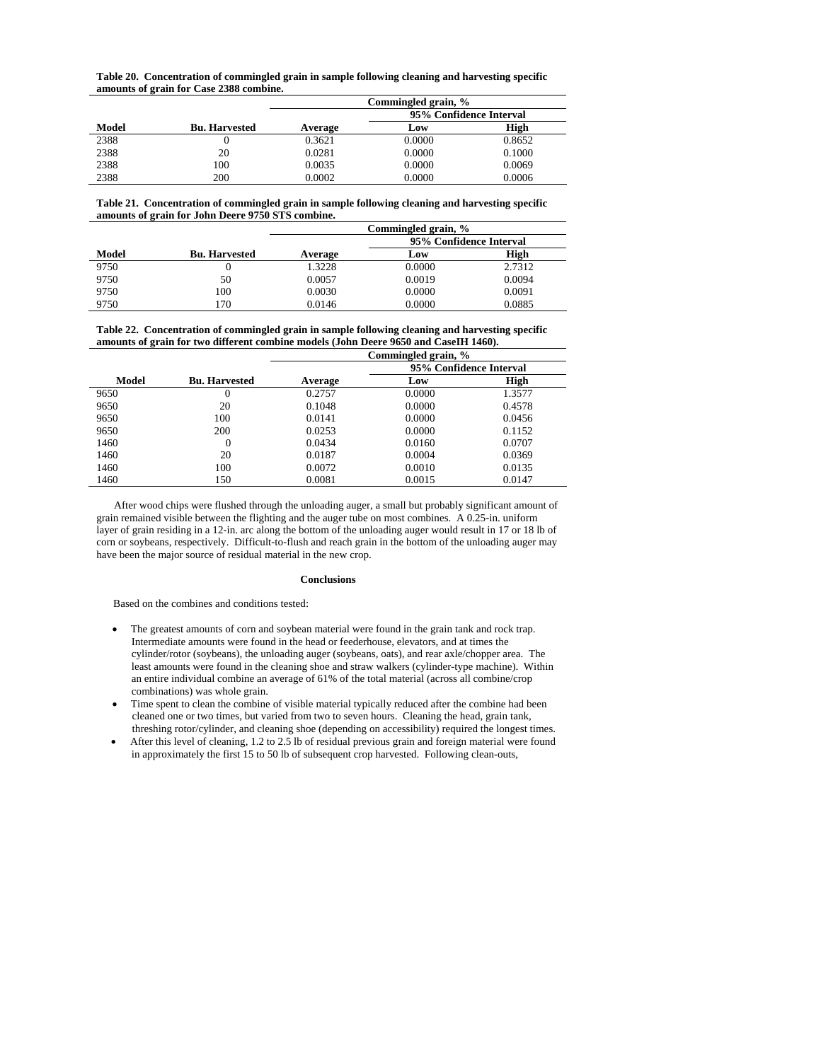**Table 20. Concentration of commingled grain in sample following cleaning and harvesting specific amounts of grain for Case 2388 combine.**

| | | Commingled grain, % | | |
|---|---|---|---|---|
| | | | 95% Confidence Interval | |
| Model | Bu. Harvested | Average | Low | High |
| 2388 | 0 | 0.3621 | 0.0000 | 0.8652 |
| 2388 | 20 | 0.0281 | 0.0000 | 0.1000 |
| 2388 | 100 | 0.0035 | 0.0000 | 0.0069 |
| 2388 | 200 | 0.0002 | 0.0000 | 0.0006 |

**Table 21. Concentration of commingled grain in sample following cleaning and harvesting specific amounts of grain for John Deere 9750 STS combine.**

| | | Commingled grain, % | | |
|---|---|---|---|---|
| | | | 95% Confidence Interval | |
| Model | Bu. Harvested | Average | Low | High |
| 9750 | 0 | 1.3228 | 0.0000 | 2.7312 |
| 9750 | 50 | 0.0057 | 0.0019 | 0.0094 |
| 9750 | 100 | 0.0030 | 0.0000 | 0.0091 |
| 9750 | 170 | 0.0146 | 0.0000 | 0.0885 |

**Table 22. Concentration of commingled grain in sample following cleaning and harvesting specific amounts of grain for two different combine models (John Deere 9650 and CaseIH 1460).**

| | | Commingled grain, % | | |
|---|---|---|---|---|
| | | | 95% Confidence Interval | |
| Model | Bu. Harvested | Average | Low | High |
| 9650 | 0 | 0.2757 | 0.0000 | 1.3577 |
| 9650 | 20 | 0.1048 | 0.0000 | 0.4578 |
| 9650 | 100 | 0.0141 | 0.0000 | 0.0456 |
| 9650 | 200 | 0.0253 | 0.0000 | 0.1152 |
| 1460 | 0 | 0.0434 | 0.0160 | 0.0707 |
| 1460 | 20 | 0.0187 | 0.0004 | 0.0369 |
| 1460 | 100 | 0.0072 | 0.0010 | 0.0135 |
| 1460 | 150 | 0.0081 | 0.0015 | 0.0147 |

After wood chips were flushed through the unloading auger, a small but probably significant amount of grain remained visible between the flighting and the auger tube on most combines. A 0.25-in. uniform layer of grain residing in a 12-in. arc along the bottom of the unloading auger would result in 17 or 18 lb of corn or soybeans, respectively. Difficult-to-flush and reach grain in the bottom of the unloading auger may have been the major source of residual material in the new crop.

## Conclusions

Based on the combines and conditions tested:

- The greatest amounts of corn and soybean material were found in the grain tank and rock trap. Intermediate amounts were found in the head or feederhouse, elevators, and at times the cylinder/rotor (soybeans), the unloading auger (soybeans, oats), and rear axle/chopper area. The least amounts were found in the cleaning shoe and straw walkers (cylinder-type machine). Within an entire individual combine an average of 61% of the total material (across all combine/crop combinations) was whole grain.
- Time spent to clean the combine of visible material typically reduced after the combine had been cleaned one or two times, but varied from two to seven hours. Cleaning the head, grain tank, threshing rotor/cylinder, and cleaning shoe (depending on accessibility) required the longest times.
- After this level of cleaning, 1.2 to 2.5 lb of residual previous grain and foreign material were found in approximately the first 15 to 50 lb of subsequent crop harvested. Following clean-outs,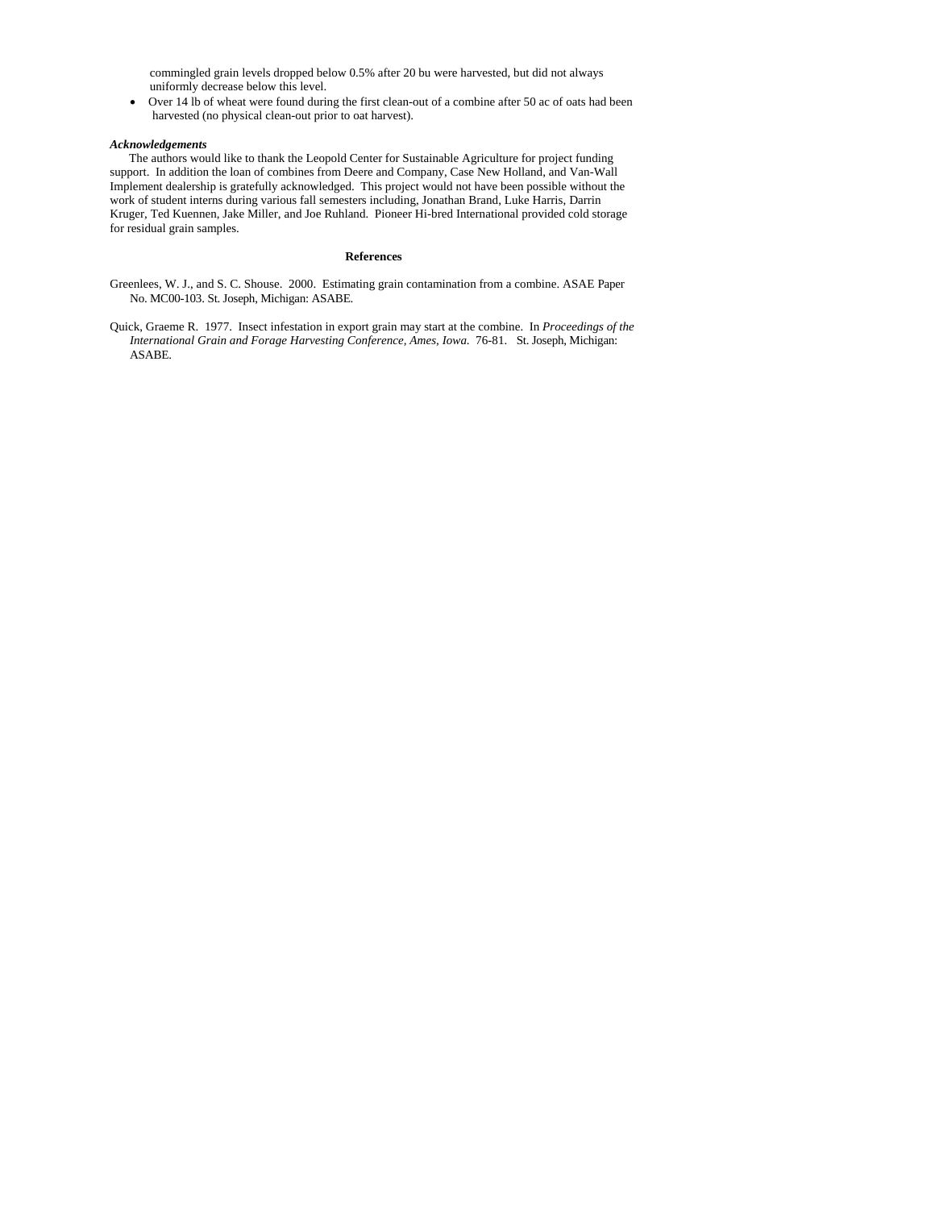commingled grain levels dropped below 0.5% after 20 bu were harvested, but did not always uniformly decrease below this level.

- Over 14 lb of wheat were found during the first clean-out of a combine after 50 ac of oats had been harvested (no physical clean-out prior to oat harvest).

***Acknowledgements***

The authors would like to thank the Leopold Center for Sustainable Agriculture for project funding support. In addition the loan of combines from Deere and Company, Case New Holland, and Van-Wall Implement dealership is gratefully acknowledged. This project would not have been possible without the work of student interns during various fall semesters including, Jonathan Brand, Luke Harris, Darrin Kruger, Ted Kuennen, Jake Miller, and Joe Ruhland. Pioneer Hi-bred International provided cold storage for residual grain samples.

**References**

Greenlees, W. J., and S. C. Shouse. 2000. Estimating grain contamination from a combine. ASAE Paper No. MC00-103. St. Joseph, Michigan: ASABE.

Quick, Graeme R. 1977. Insect infestation in export grain may start at the combine. In *Proceedings of the International Grain and Forage Harvesting Conference, Ames, Iowa.* 76-81. St. Joseph, Michigan: ASABE.